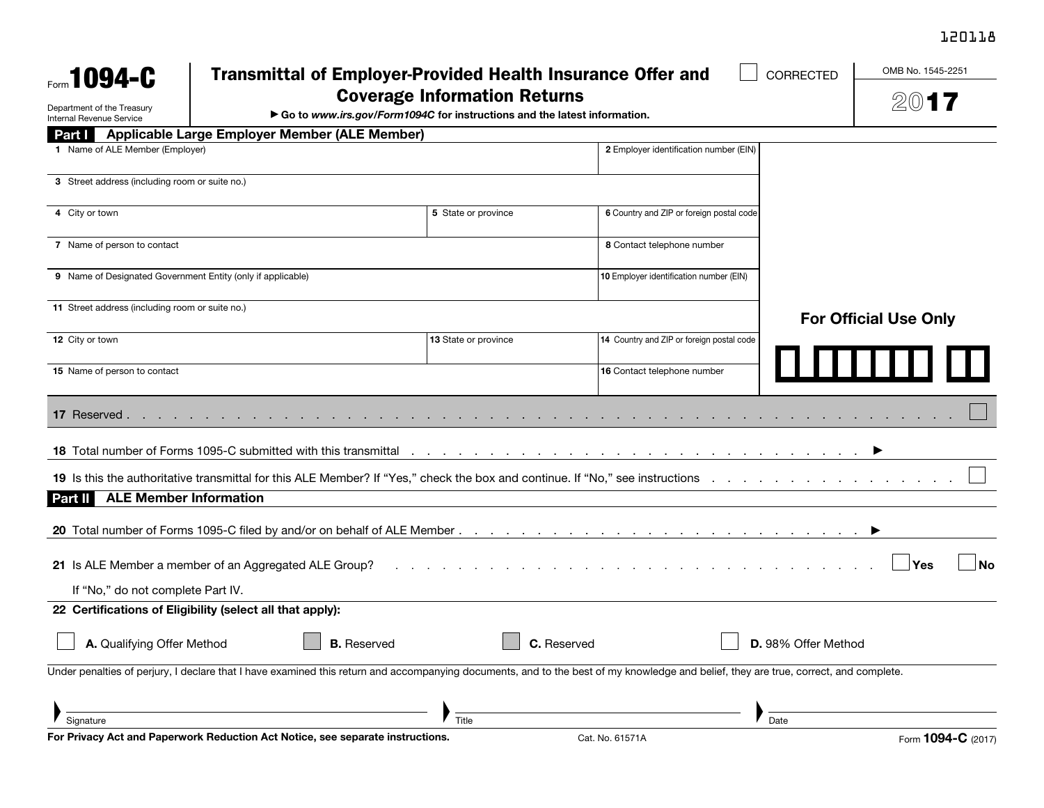120118

# Form 1094-C

Department of the Treasury
Internal Revenue Service

## Transmittal of Employer-Provided Health Insurance Offer and Coverage Information Returns

▶ Go to *www.irs.gov/Form1094C* for instructions and the latest information.

☐ CORRECTED

OMB No. 1545-2251

2017

## Part I Applicable Large Employer Member (ALE Member)

| | |
|---|---|
| 1 Name of ALE Member (Employer) | 2 Employer identification number (EIN) |
| 3 Street address (including room or suite no.) | |
| 4 City or town / 5 State or province | 6 Country and ZIP or foreign postal code |
| 7 Name of person to contact | 8 Contact telephone number |
| 9 Name of Designated Government Entity (only if applicable) | 10 Employer identification number (EIN) |
| 11 Street address (including room or suite no.) | |
| 12 City or town / 13 State or province | 14 Country and ZIP or foreign postal code |
| 15 Name of person to contact | 16 Contact telephone number |

**For Official Use Only**

17 Reserved . . . . . ☐

18 Total number of Forms 1095-C submitted with this transmittal . . . . . ▶

19 Is this the authoritative transmittal for this ALE Member? If "Yes," check the box and continue. If "No," see instructions . . . . . ☐

## Part II ALE Member Information

20 Total number of Forms 1095-C filed by and/or on behalf of ALE Member . . . . . ▶

21 Is ALE Member a member of an Aggregated ALE Group? . . . . . ☐ Yes ☐ No

If "No," do not complete Part IV.

**22 Certifications of Eligibility (select all that apply):**

☐ **A.** Qualifying Offer Method ☐ **B.** Reserved ☐ **C.** Reserved ☐ **D.** 98% Offer Method

Under penalties of perjury, I declare that I have examined this return and accompanying documents, and to the best of my knowledge and belief, they are true, correct, and complete.

Signature ______________ Title ______________ Date ______________

For Privacy Act and Paperwork Reduction Act Notice, see separate instructions. Cat. No. 61571A Form **1094-C** (2017)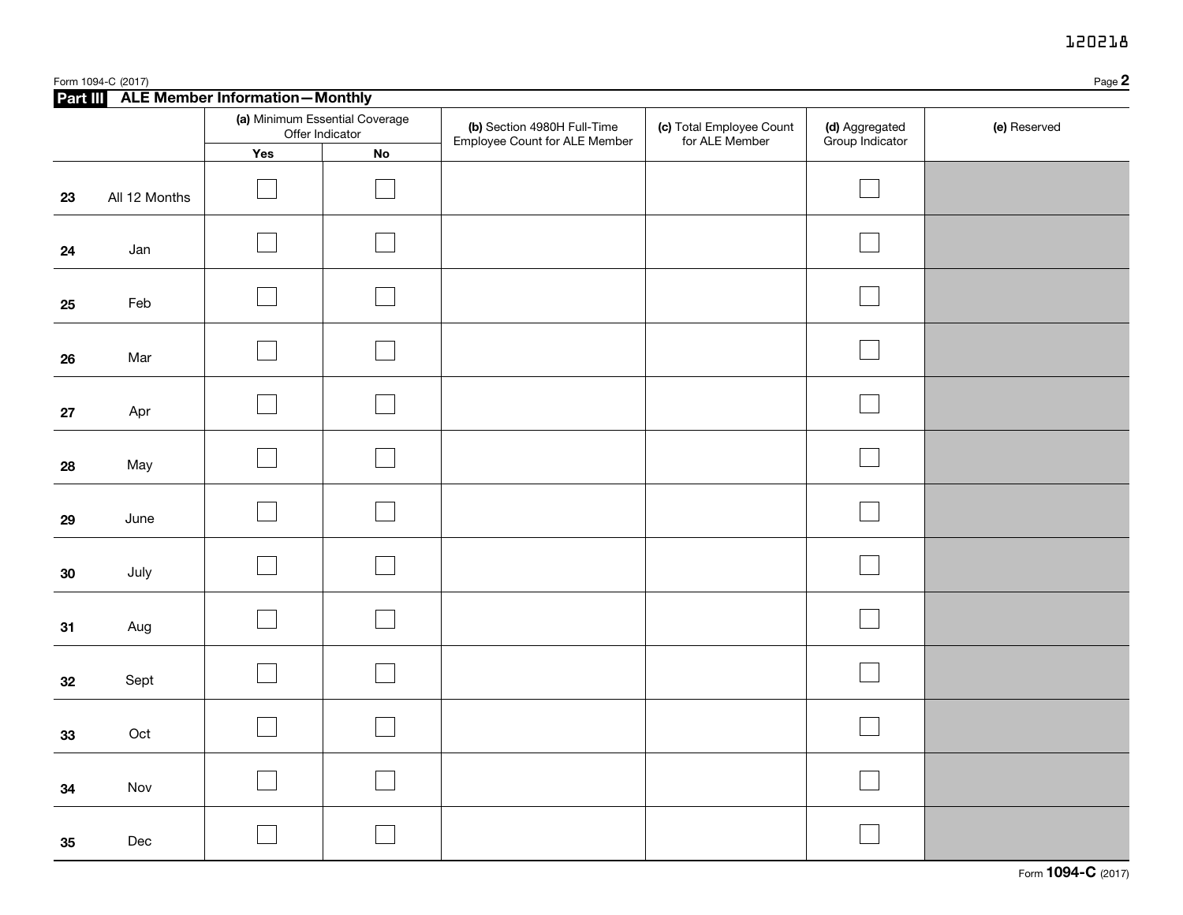## Part III ALE Member Information—Monthly

| | | (a) Minimum Essential Coverage Offer Indicator | | (b) Section 4980H Full-Time Employee Count for ALE Member | (c) Total Employee Count for ALE Member | (d) Aggregated Group Indicator | (e) Reserved |
|---|---|---|---|---|---|---|---|
| | | Yes | No | | | | |
| 23 | All 12 Months | ☐ | ☐ | | | ☐ | |
| 24 | Jan | ☐ | ☐ | | | ☐ | |
| 25 | Feb | ☐ | ☐ | | | ☐ | |
| 26 | Mar | ☐ | ☐ | | | ☐ | |
| 27 | Apr | ☐ | ☐ | | | ☐ | |
| 28 | May | ☐ | ☐ | | | ☐ | |
| 29 | June | ☐ | ☐ | | | ☐ | |
| 30 | July | ☐ | ☐ | | | ☐ | |
| 31 | Aug | ☐ | ☐ | | | ☐ | |
| 32 | Sept | ☐ | ☐ | | | ☐ | |
| 33 | Oct | ☐ | ☐ | | | ☐ | |
| 34 | Nov | ☐ | ☐ | | | ☐ | |
| 35 | Dec | ☐ | ☐ | | | ☐ | |

Form **1094-C** (2017)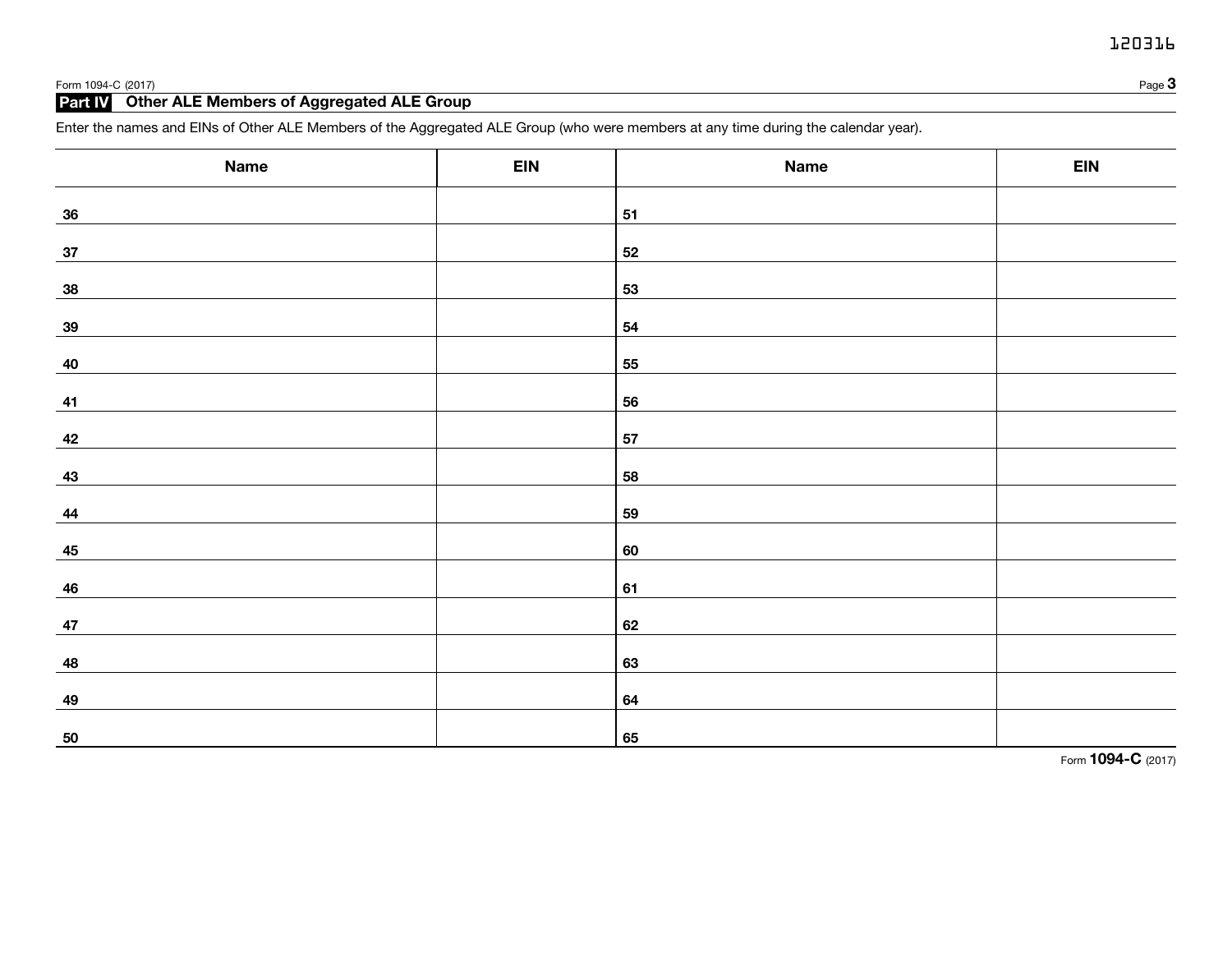## Part IV Other ALE Members of Aggregated ALE Group

Enter the names and EINs of Other ALE Members of the Aggregated ALE Group (who were members at any time during the calendar year).

| Name | EIN | Name | EIN |
|---|---|---|---|
| 36 | | 51 | |
| 37 | | 52 | |
| 38 | | 53 | |
| 39 | | 54 | |
| 40 | | 55 | |
| 41 | | 56 | |
| 42 | | 57 | |
| 43 | | 58 | |
| 44 | | 59 | |
| 45 | | 60 | |
| 46 | | 61 | |
| 47 | | 62 | |
| 48 | | 63 | |
| 49 | | 64 | |
| 50 | | 65 | |